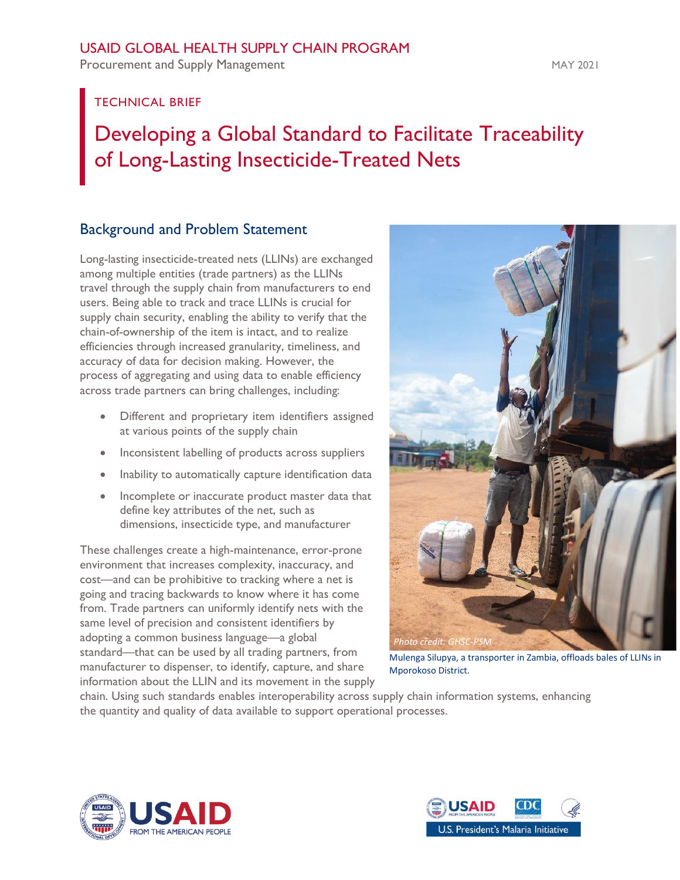USAID GLOBAL HEALTH SUPPLY CHAIN PROGRAM

Procurement and Supply Management

MAY 2021

TECHNICAL BRIEF

# Developing a Global Standard to Facilitate Traceability of Long-Lasting Insecticide-Treated Nets

## Background and Problem Statement

Long-lasting insecticide-treated nets (LLINs) are exchanged among multiple entities (trade partners) as the LLINs travel through the supply chain from manufacturers to end users. Being able to track and trace LLINs is crucial for supply chain security, enabling the ability to verify that the chain-of-ownership of the item is intact, and to realize efficiencies through increased granularity, timeliness, and accuracy of data for decision making. However, the process of aggregating and using data to enable efficiency across trade partners can bring challenges, including:

- Different and proprietary item identifiers assigned at various points of the supply chain
- Inconsistent labelling of products across suppliers
- Inability to automatically capture identification data
- Incomplete or inaccurate product master data that define key attributes of the net, such as dimensions, insecticide type, and manufacturer

These challenges create a high-maintenance, error-prone environment that increases complexity, inaccuracy, and cost—and can be prohibitive to tracking where a net is going and tracing backwards to know where it has come from. Trade partners can uniformly identify nets with the same level of precision and consistent identifiers by adopting a common business language—a global standard—that can be used by all trading partners, from manufacturer to dispenser, to identify, capture, and share information about the LLIN and its movement in the supply chain. Using such standards enables interoperability across supply chain information systems, enhancing the quantity and quality of data available to support operational processes.

Photo credit: GHSC-PSM

Mulenga Silupya, a transporter in Zambia, offloads bales of LLINs in Mporokoso District.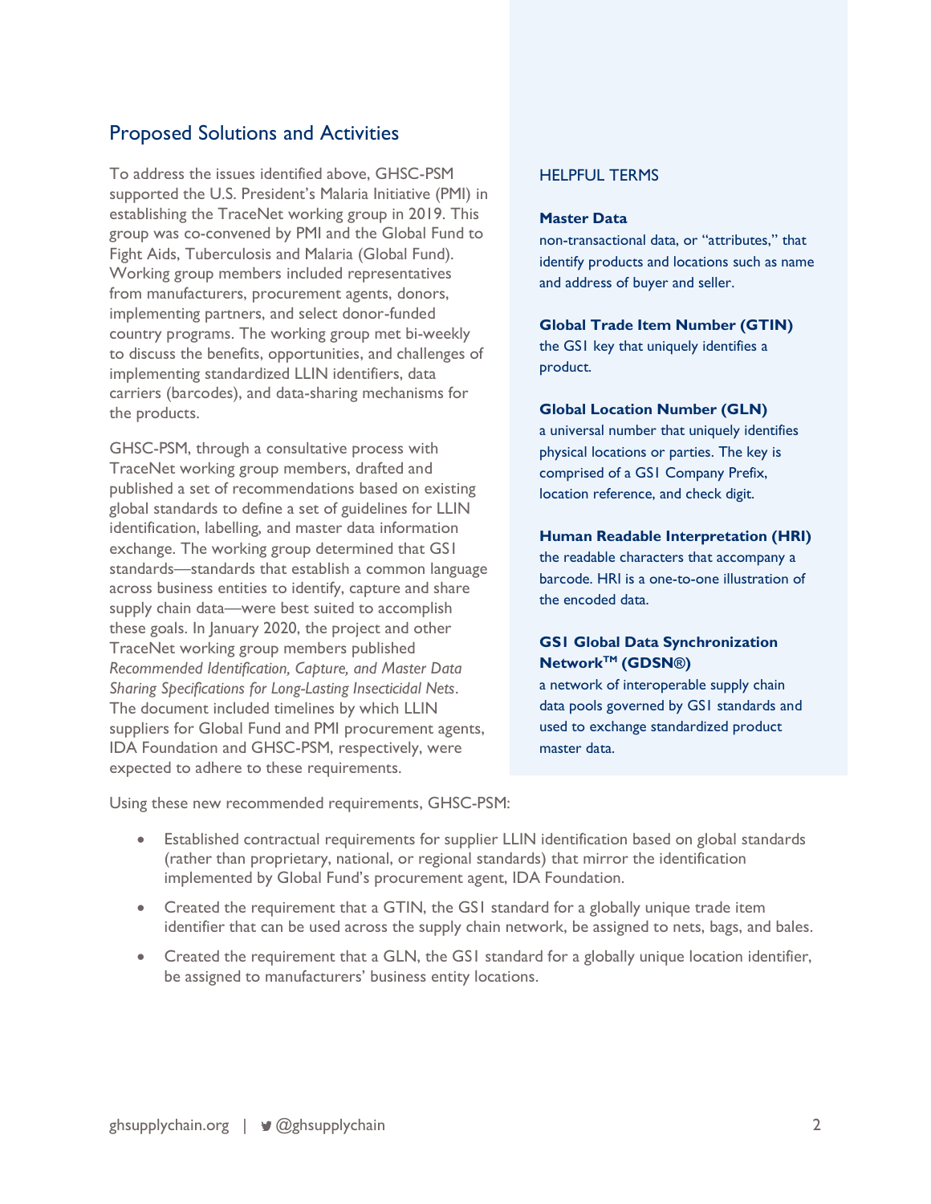## Proposed Solutions and Activities

To address the issues identified above, GHSC-PSM supported the U.S. President's Malaria Initiative (PMI) in establishing the TraceNet working group in 2019. This group was co-convened by PMI and the Global Fund to Fight Aids, Tuberculosis and Malaria (Global Fund). Working group members included representatives from manufacturers, procurement agents, donors, implementing partners, and select donor-funded country programs. The working group met bi-weekly to discuss the benefits, opportunities, and challenges of implementing standardized LLIN identifiers, data carriers (barcodes), and data-sharing mechanisms for the products.

GHSC-PSM, through a consultative process with TraceNet working group members, drafted and published a set of recommendations based on existing global standards to define a set of guidelines for LLIN identification, labelling, and master data information exchange. The working group determined that GS1 standards—standards that establish a common language across business entities to identify, capture and share supply chain data—were best suited to accomplish these goals. In January 2020, the project and other TraceNet working group members published *Recommended Identification, Capture, and Master Data Sharing Specifications for Long-Lasting Insecticidal Nets*. The document included timelines by which LLIN suppliers for Global Fund and PMI procurement agents, IDA Foundation and GHSC-PSM, respectively, were expected to adhere to these requirements.

### HELPFUL TERMS

**Master Data**
non-transactional data, or "attributes," that identify products and locations such as name and address of buyer and seller.

**Global Trade Item Number (GTIN)**
the GS1 key that uniquely identifies a product.

**Global Location Number (GLN)**
a universal number that uniquely identifies physical locations or parties. The key is comprised of a GS1 Company Prefix, location reference, and check digit.

**Human Readable Interpretation (HRI)**
the readable characters that accompany a barcode. HRI is a one-to-one illustration of the encoded data.

**GS1 Global Data Synchronization Network™ (GDSN®)**
a network of interoperable supply chain data pools governed by GS1 standards and used to exchange standardized product master data.

Using these new recommended requirements, GHSC-PSM:

- Established contractual requirements for supplier LLIN identification based on global standards (rather than proprietary, national, or regional standards) that mirror the identification implemented by Global Fund's procurement agent, IDA Foundation.
- Created the requirement that a GTIN, the GS1 standard for a globally unique trade item identifier that can be used across the supply chain network, be assigned to nets, bags, and bales.
- Created the requirement that a GLN, the GS1 standard for a globally unique location identifier, be assigned to manufacturers' business entity locations.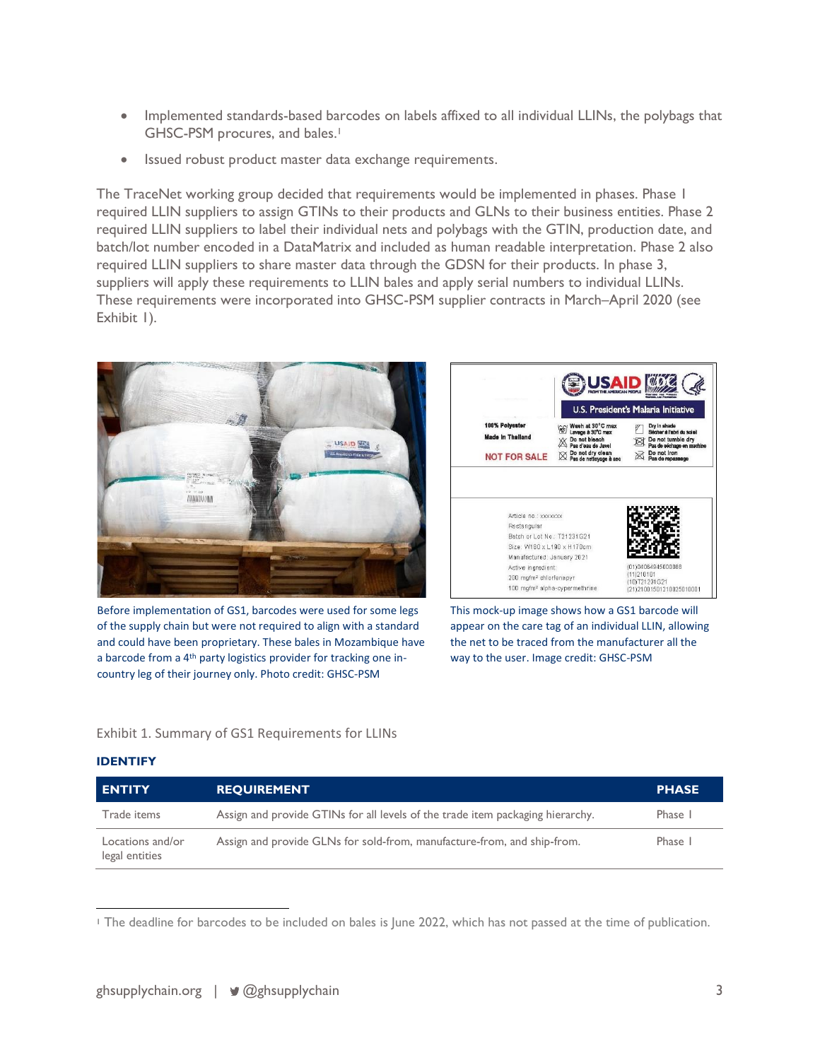- Implemented standards-based barcodes on labels affixed to all individual LLINs, the polybags that GHSC-PSM procures, and bales.[1]
- Issued robust product master data exchange requirements.

The TraceNet working group decided that requirements would be implemented in phases. Phase 1 required LLIN suppliers to assign GTINs to their products and GLNs to their business entities. Phase 2 required LLIN suppliers to label their individual nets and polybags with the GTIN, production date, and batch/lot number encoded in a DataMatrix and included as human readable interpretation. Phase 2 also required LLIN suppliers to share master data through the GDSN for their products. In phase 3, suppliers will apply these requirements to LLIN bales and apply serial numbers to individual LLINs. These requirements were incorporated into GHSC-PSM supplier contracts in March–April 2020 (see Exhibit 1).

Before implementation of GS1, barcodes were used for some legs of the supply chain but were not required to align with a standard and could have been proprietary. These bales in Mozambique have a barcode from a 4th party logistics provider for tracking one in-country leg of their journey only. Photo credit: GHSC-PSM

This mock-up image shows how a GS1 barcode will appear on the care tag of an individual LLIN, allowing the net to be traced from the manufacturer all the way to the user. Image credit: GHSC-PSM

Exhibit 1. Summary of GS1 Requirements for LLINs

**IDENTIFY**

| ENTITY | REQUIREMENT | PHASE |
|---|---|---|
| Trade items | Assign and provide GTINs for all levels of the trade item packaging hierarchy. | Phase 1 |
| Locations and/or legal entities | Assign and provide GLNs for sold-from, manufacture-from, and ship-from. | Phase 1 |

[1] The deadline for barcodes to be included on bales is June 2022, which has not passed at the time of publication.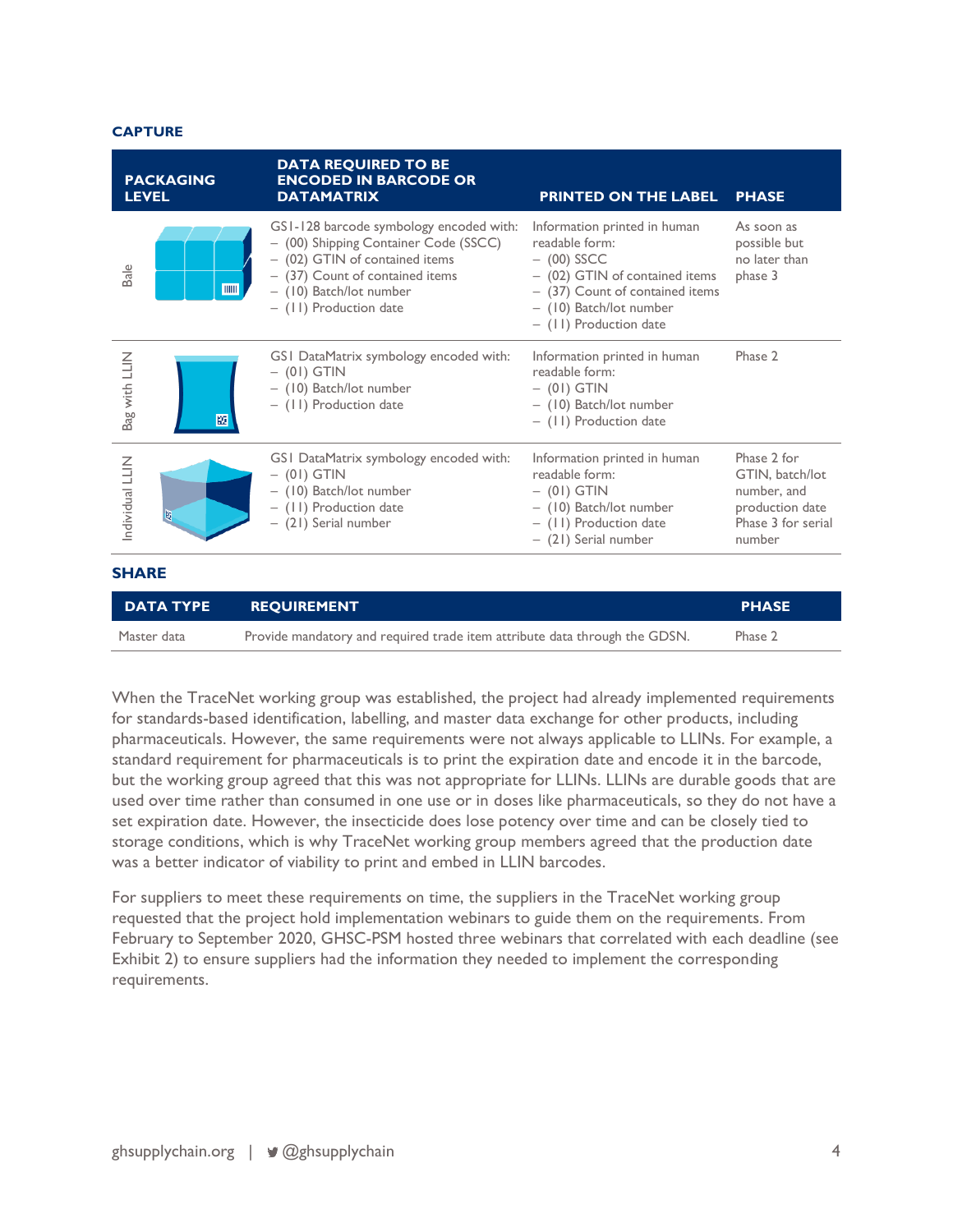**CAPTURE**

| PACKAGING LEVEL | DATA REQUIRED TO BE ENCODED IN BARCODE OR DATAMATRIX | PRINTED ON THE LABEL | PHASE |
|---|---|---|---|
| Bale | GS1-128 barcode symbology encoded with:<br>– (00) Shipping Container Code (SSCC)<br>– (02) GTIN of contained items<br>– (37) Count of contained items<br>– (10) Batch/lot number<br>– (11) Production date | Information printed in human readable form:<br>– (00) SSCC<br>– (02) GTIN of contained items<br>– (37) Count of contained items<br>– (10) Batch/lot number<br>– (11) Production date | As soon as possible but no later than phase 3 |
| Bag with LLIN | GS1 DataMatrix symbology encoded with:<br>– (01) GTIN<br>– (10) Batch/lot number<br>– (11) Production date | Information printed in human readable form:<br>– (01) GTIN<br>– (10) Batch/lot number<br>– (11) Production date | Phase 2 |
| Individual LLIN | GS1 DataMatrix symbology encoded with:<br>– (01) GTIN<br>– (10) Batch/lot number<br>– (11) Production date<br>– (21) Serial number | Information printed in human readable form:<br>– (01) GTIN<br>– (10) Batch/lot number<br>– (11) Production date<br>– (21) Serial number | Phase 2 for GTIN, batch/lot number, and production date<br>Phase 3 for serial number |

**SHARE**

| DATA TYPE | REQUIREMENT | PHASE |
|---|---|---|
| Master data | Provide mandatory and required trade item attribute data through the GDSN. | Phase 2 |

When the TraceNet working group was established, the project had already implemented requirements for standards-based identification, labelling, and master data exchange for other products, including pharmaceuticals. However, the same requirements were not always applicable to LLINs. For example, a standard requirement for pharmaceuticals is to print the expiration date and encode it in the barcode, but the working group agreed that this was not appropriate for LLINs. LLINs are durable goods that are used over time rather than consumed in one use or in doses like pharmaceuticals, so they do not have a set expiration date. However, the insecticide does lose potency over time and can be closely tied to storage conditions, which is why TraceNet working group members agreed that the production date was a better indicator of viability to print and embed in LLIN barcodes.

For suppliers to meet these requirements on time, the suppliers in the TraceNet working group requested that the project hold implementation webinars to guide them on the requirements. From February to September 2020, GHSC-PSM hosted three webinars that correlated with each deadline (see Exhibit 2) to ensure suppliers had the information they needed to implement the corresponding requirements.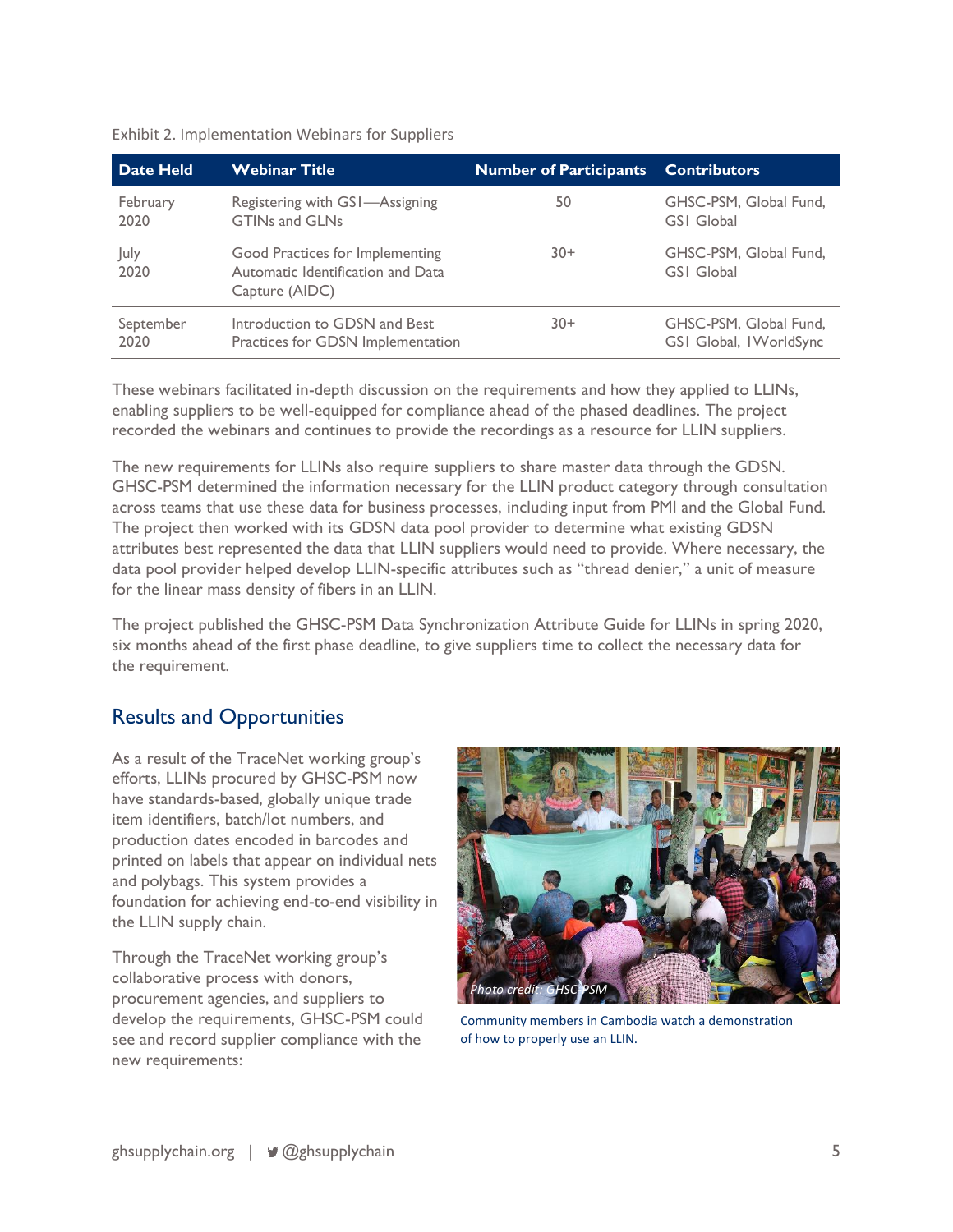Exhibit 2. Implementation Webinars for Suppliers

| Date Held | Webinar Title | Number of Participants | Contributors |
|---|---|---|---|
| February 2020 | Registering with GS1—Assigning GTINs and GLNs | 50 | GHSC-PSM, Global Fund, GS1 Global |
| July 2020 | Good Practices for Implementing Automatic Identification and Data Capture (AIDC) | 30+ | GHSC-PSM, Global Fund, GS1 Global |
| September 2020 | Introduction to GDSN and Best Practices for GDSN Implementation | 30+ | GHSC-PSM, Global Fund, GS1 Global, 1WorldSync |

These webinars facilitated in-depth discussion on the requirements and how they applied to LLINs, enabling suppliers to be well-equipped for compliance ahead of the phased deadlines. The project recorded the webinars and continues to provide the recordings as a resource for LLIN suppliers.

The new requirements for LLINs also require suppliers to share master data through the GDSN. GHSC-PSM determined the information necessary for the LLIN product category through consultation across teams that use these data for business processes, including input from PMI and the Global Fund. The project then worked with its GDSN data pool provider to determine what existing GDSN attributes best represented the data that LLIN suppliers would need to provide. Where necessary, the data pool provider helped develop LLIN-specific attributes such as "thread denier," a unit of measure for the linear mass density of fibers in an LLIN.

The project published the GHSC-PSM Data Synchronization Attribute Guide for LLINs in spring 2020, six months ahead of the first phase deadline, to give suppliers time to collect the necessary data for the requirement.

## Results and Opportunities

As a result of the TraceNet working group's efforts, LLINs procured by GHSC-PSM now have standards-based, globally unique trade item identifiers, batch/lot numbers, and production dates encoded in barcodes and printed on labels that appear on individual nets and polybags. This system provides a foundation for achieving end-to-end visibility in the LLIN supply chain.

Through the TraceNet working group's collaborative process with donors, procurement agencies, and suppliers to develop the requirements, GHSC-PSM could see and record supplier compliance with the new requirements:

Photo credit: GHSC-PSM

Community members in Cambodia watch a demonstration of how to properly use an LLIN.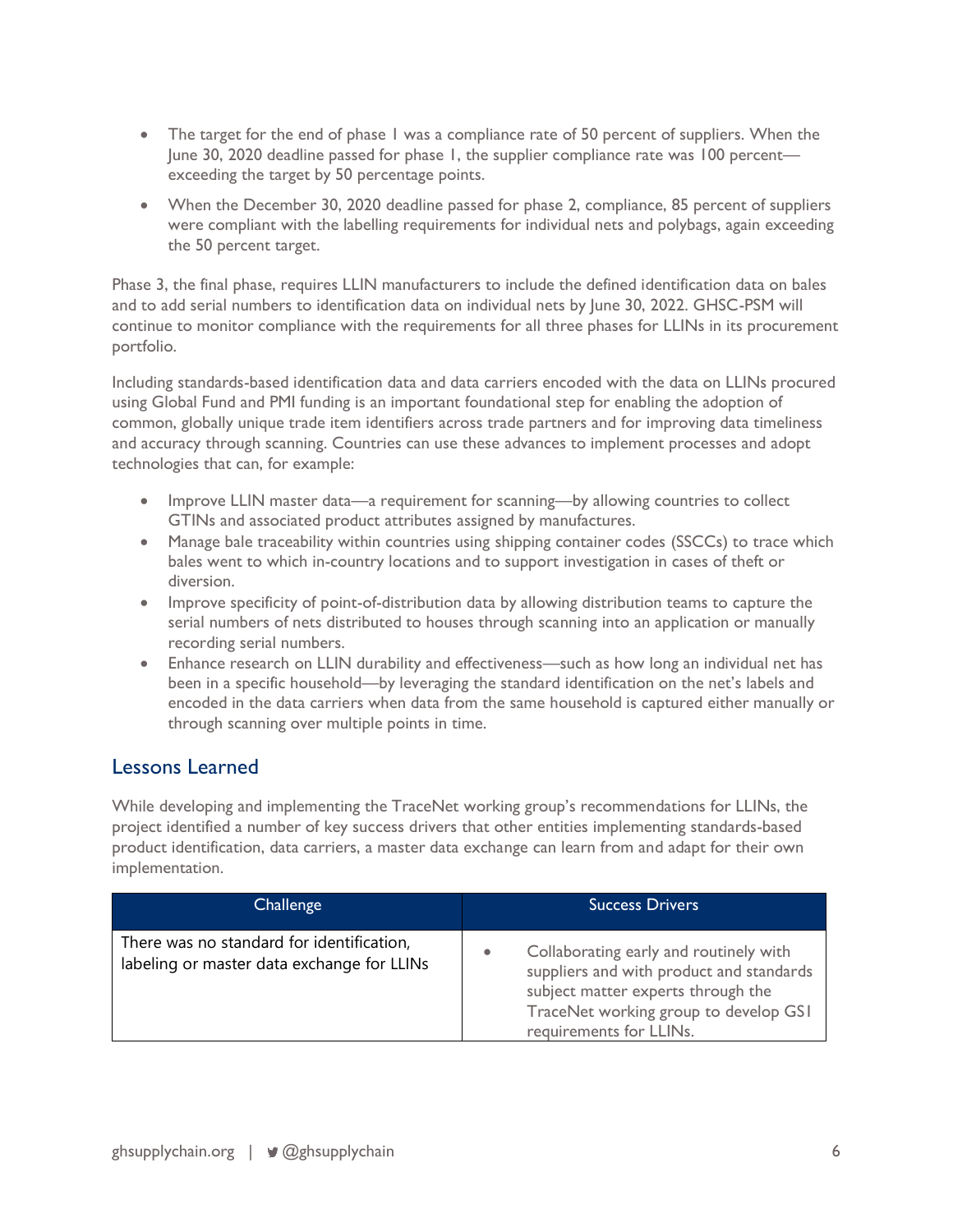- The target for the end of phase 1 was a compliance rate of 50 percent of suppliers. When the June 30, 2020 deadline passed for phase 1, the supplier compliance rate was 100 percent—exceeding the target by 50 percentage points.
- When the December 30, 2020 deadline passed for phase 2, compliance, 85 percent of suppliers were compliant with the labelling requirements for individual nets and polybags, again exceeding the 50 percent target.

Phase 3, the final phase, requires LLIN manufacturers to include the defined identification data on bales and to add serial numbers to identification data on individual nets by June 30, 2022. GHSC-PSM will continue to monitor compliance with the requirements for all three phases for LLINs in its procurement portfolio.

Including standards-based identification data and data carriers encoded with the data on LLINs procured using Global Fund and PMI funding is an important foundational step for enabling the adoption of common, globally unique trade item identifiers across trade partners and for improving data timeliness and accuracy through scanning. Countries can use these advances to implement processes and adopt technologies that can, for example:

- Improve LLIN master data—a requirement for scanning—by allowing countries to collect GTINs and associated product attributes assigned by manufactures.
- Manage bale traceability within countries using shipping container codes (SSCCs) to trace which bales went to which in-country locations and to support investigation in cases of theft or diversion.
- Improve specificity of point-of-distribution data by allowing distribution teams to capture the serial numbers of nets distributed to houses through scanning into an application or manually recording serial numbers.
- Enhance research on LLIN durability and effectiveness—such as how long an individual net has been in a specific household—by leveraging the standard identification on the net's labels and encoded in the data carriers when data from the same household is captured either manually or through scanning over multiple points in time.

## Lessons Learned

While developing and implementing the TraceNet working group's recommendations for LLINs, the project identified a number of key success drivers that other entities implementing standards-based product identification, data carriers, a master data exchange can learn from and adapt for their own implementation.

| Challenge | Success Drivers |
|---|---|
| There was no standard for identification, labeling or master data exchange for LLINs | • Collaborating early and routinely with suppliers and with product and standards subject matter experts through the TraceNet working group to develop GS1 requirements for LLINs. |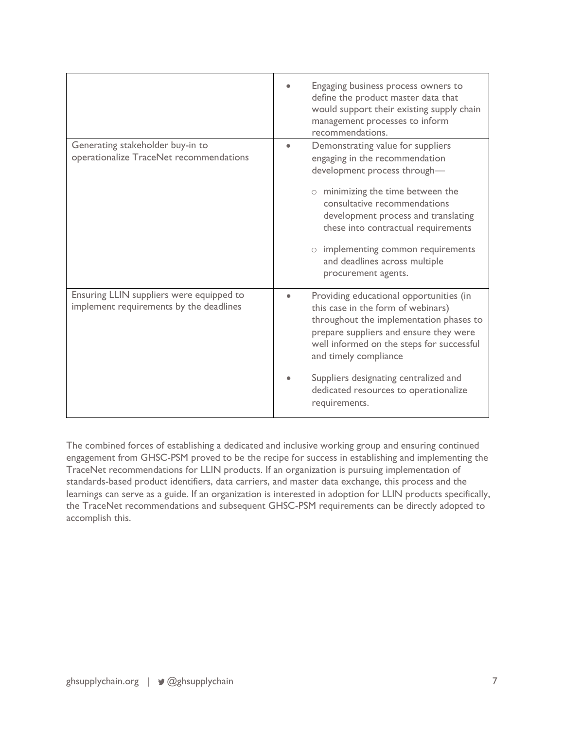| | |
|---|---|
| | • Engaging business process owners to define the product master data that would support their existing supply chain management processes to inform recommendations. |
| Generating stakeholder buy-in to operationalize TraceNet recommendations | • Demonstrating value for suppliers engaging in the recommendation development process through—<br>○ minimizing the time between the consultative recommendations development process and translating these into contractual requirements<br>○ implementing common requirements and deadlines across multiple procurement agents. |
| Ensuring LLIN suppliers were equipped to implement requirements by the deadlines | • Providing educational opportunities (in this case in the form of webinars) throughout the implementation phases to prepare suppliers and ensure they were well informed on the steps for successful and timely compliance<br>• Suppliers designating centralized and dedicated resources to operationalize requirements. |

The combined forces of establishing a dedicated and inclusive working group and ensuring continued engagement from GHSC-PSM proved to be the recipe for success in establishing and implementing the TraceNet recommendations for LLIN products. If an organization is pursuing implementation of standards-based product identifiers, data carriers, and master data exchange, this process and the learnings can serve as a guide. If an organization is interested in adoption for LLIN products specifically, the TraceNet recommendations and subsequent GHSC-PSM requirements can be directly adopted to accomplish this.